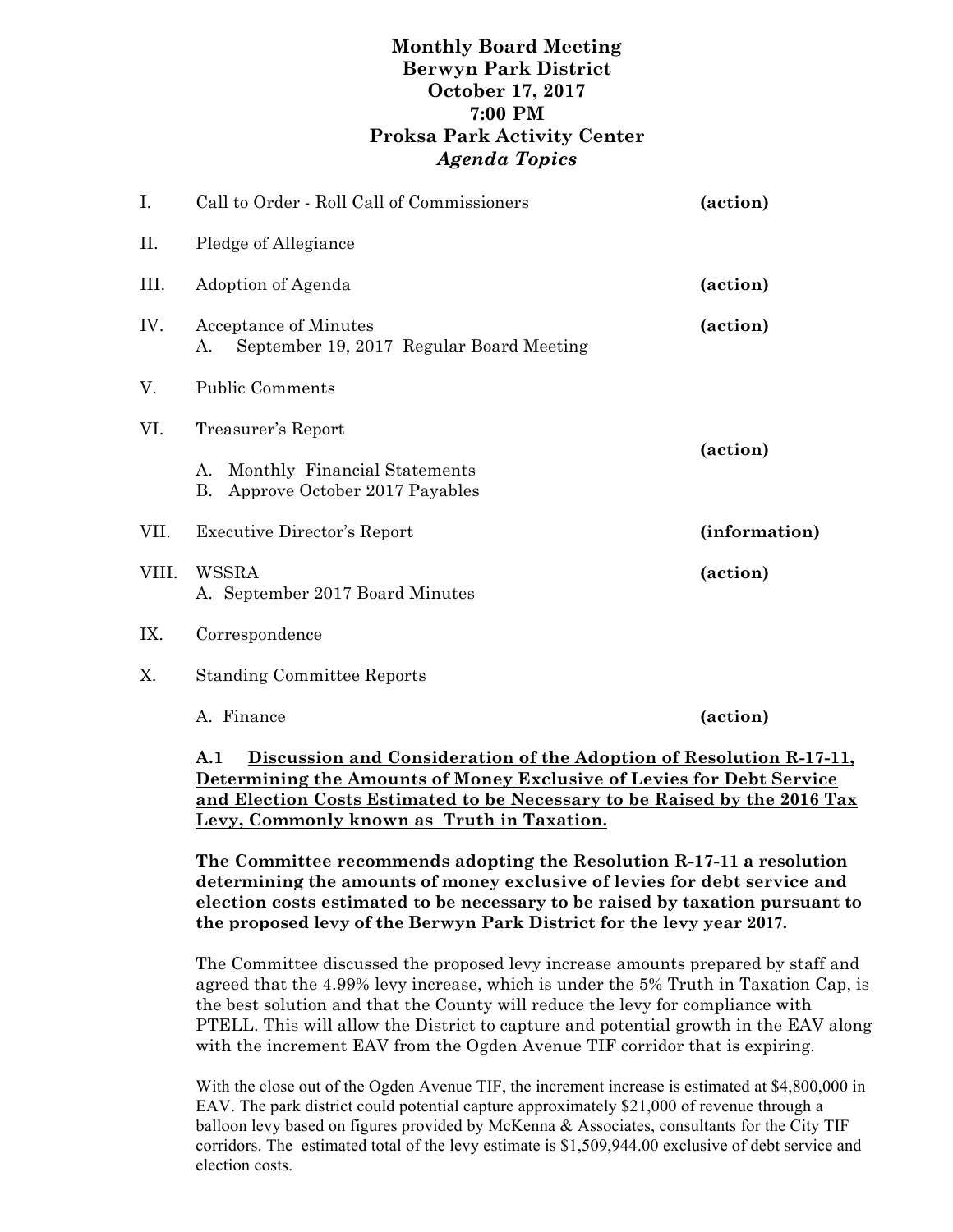# Monthly Board Meeting
# Berwyn Park District
# October 17, 2017
# 7:00 PM
# Proksa Park Activity Center
## *Agenda Topics*

| | | |
|---|---|---|
| I. | Call to Order - Roll Call of Commissioners | **(action)** |
| II. | Pledge of Allegiance | |
| III. | Adoption of Agenda | **(action)** |
| IV. | Acceptance of Minutes<br>A. September 19, 2017 Regular Board Meeting | **(action)** |
| V. | Public Comments | |
| VI. | Treasurer's Report<br>A. Monthly Financial Statements<br>B. Approve October 2017 Payables | **(action)** |
| VII. | Executive Director's Report | **(information)** |
| VIII. | WSSRA<br>A. September 2017 Board Minutes | **(action)** |
| IX. | Correspondence | |
| X. | Standing Committee Reports<br>A. Finance | **(action)** |

**A.1 <u>Discussion and Consideration of the Adoption of Resolution R-17-11, Determining the Amounts of Money Exclusive of Levies for Debt Service and Election Costs Estimated to be Necessary to be Raised by the 2016 Tax Levy, Commonly known as Truth in Taxation.</u>**

**The Committee recommends adopting the Resolution R-17-11 a resolution determining the amounts of money exclusive of levies for debt service and election costs estimated to be necessary to be raised by taxation pursuant to the proposed levy of the Berwyn Park District for the levy year 2017.**

The Committee discussed the proposed levy increase amounts prepared by staff and agreed that the 4.99% levy increase, which is under the 5% Truth in Taxation Cap, is the best solution and that the County will reduce the levy for compliance with PTELL. This will allow the District to capture and potential growth in the EAV along with the increment EAV from the Ogden Avenue TIF corridor that is expiring.

With the close out of the Ogden Avenue TIF, the increment increase is estimated at $4,800,000 in EAV. The park district could potential capture approximately $21,000 of revenue through a balloon levy based on figures provided by McKenna & Associates, consultants for the City TIF corridors. The estimated total of the levy estimate is $1,509,944.00 exclusive of debt service and election costs.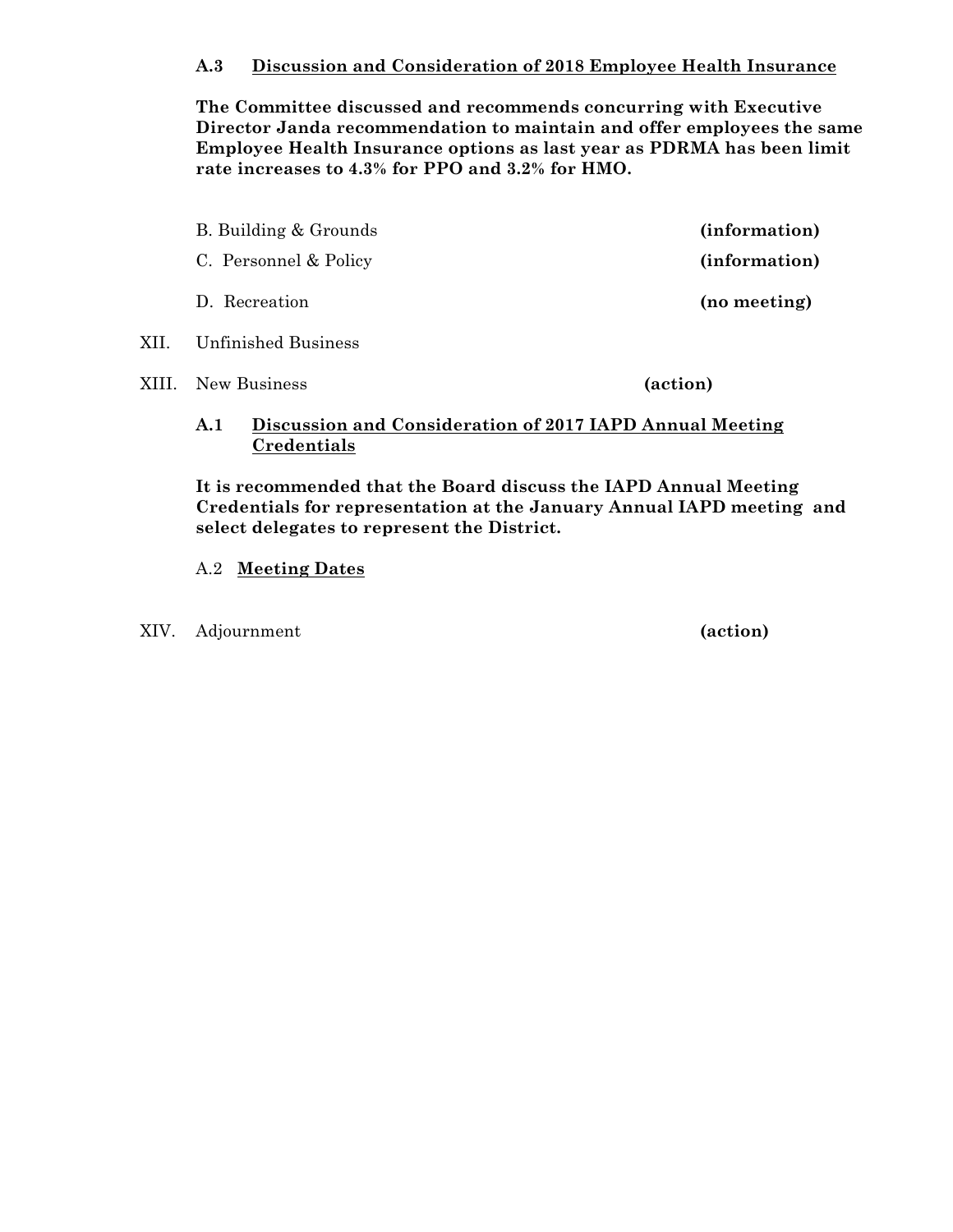**A.3 Discussion and Consideration of 2018 Employee Health Insurance**

**The Committee discussed and recommends concurring with Executive Director Janda recommendation to maintain and offer employees the same Employee Health Insurance options as last year as PDRMA has been limit rate increases to 4.3% for PPO and 3.2% for HMO.**

B. Building & Grounds **(information)**

C. Personnel & Policy **(information)**

D. Recreation **(no meeting)**

XII. Unfinished Business

XIII. New Business **(action)**

**A.1 Discussion and Consideration of 2017 IAPD Annual Meeting Credentials**

**It is recommended that the Board discuss the IAPD Annual Meeting Credentials for representation at the January Annual IAPD meeting and select delegates to represent the District.**

A.2 **Meeting Dates**

XIV. Adjournment **(action)**